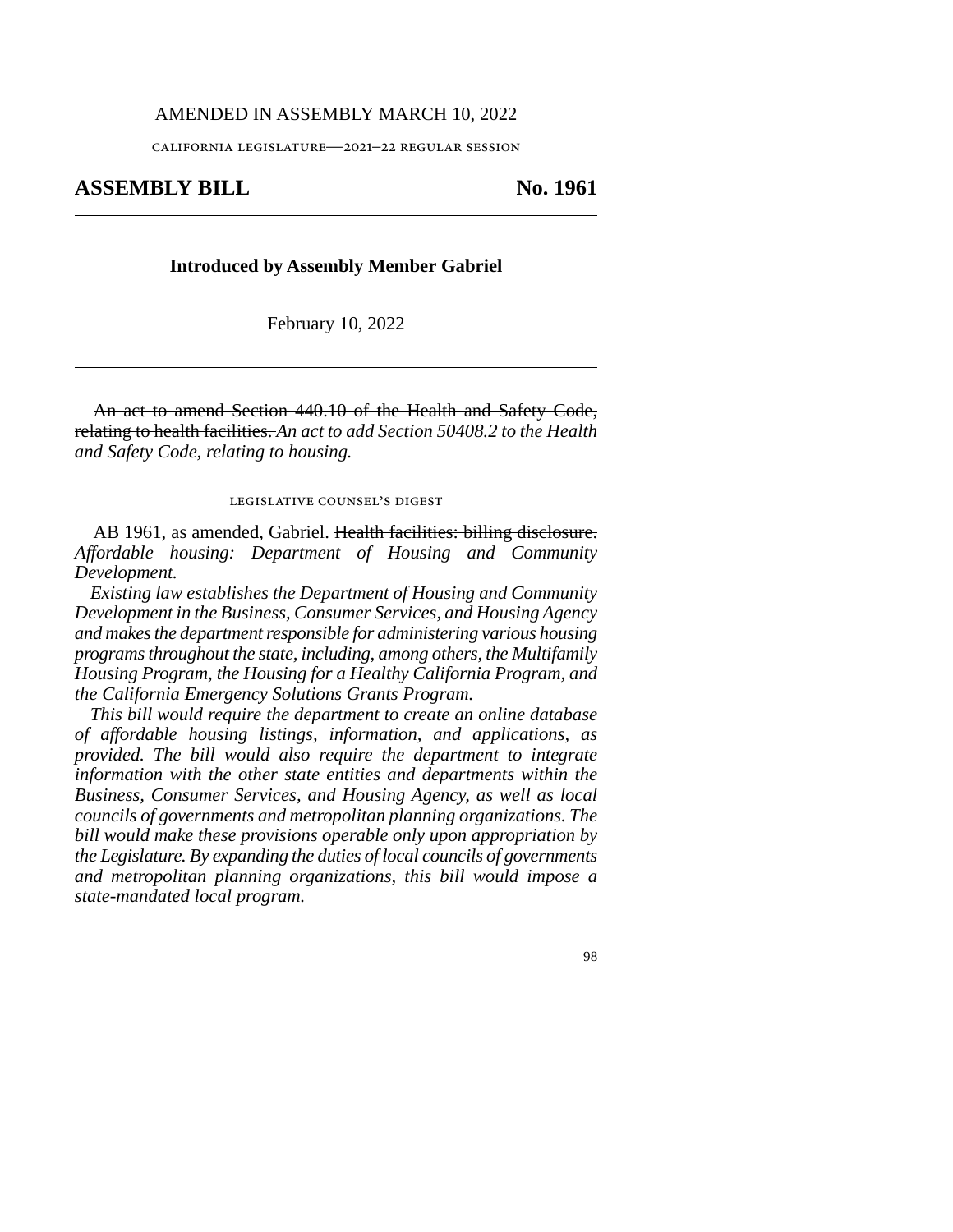AMENDED IN ASSEMBLY MARCH 10, 2022

CALIFORNIA LEGISLATURE—2021–22 REGULAR SESSION

# ASSEMBLY BILL No. 1961

**Introduced by Assembly Member Gabriel**

February 10, 2022

~~An act to amend Section 440.10 of the Health and Safety Code, relating to health facilities.~~ *An act to add Section 50408.2 to the Health and Safety Code, relating to housing.*

LEGISLATIVE COUNSEL'S DIGEST

AB 1961, as amended, Gabriel. ~~Health facilities: billing disclosure.~~ *Affordable housing: Department of Housing and Community Development.*

*Existing law establishes the Department of Housing and Community Development in the Business, Consumer Services, and Housing Agency and makes the department responsible for administering various housing programs throughout the state, including, among others, the Multifamily Housing Program, the Housing for a Healthy California Program, and the California Emergency Solutions Grants Program.*

*This bill would require the department to create an online database of affordable housing listings, information, and applications, as provided. The bill would also require the department to integrate information with the other state entities and departments within the Business, Consumer Services, and Housing Agency, as well as local councils of governments and metropolitan planning organizations. The bill would make these provisions operable only upon appropriation by the Legislature. By expanding the duties of local councils of governments and metropolitan planning organizations, this bill would impose a state-mandated local program.*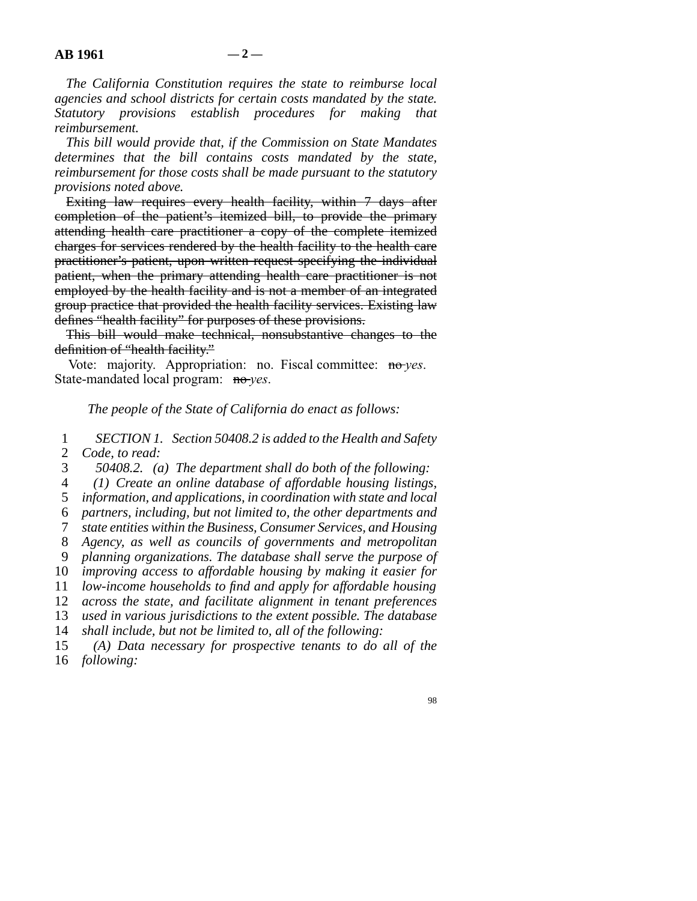*The California Constitution requires the state to reimburse local agencies and school districts for certain costs mandated by the state. Statutory provisions establish procedures for making that reimbursement.*

*This bill would provide that, if the Commission on State Mandates determines that the bill contains costs mandated by the state, reimbursement for those costs shall be made pursuant to the statutory provisions noted above.*

~~Exiting law requires every health facility, within 7 days after completion of the patient's itemized bill, to provide the primary attending health care practitioner a copy of the complete itemized charges for services rendered by the health facility to the health care practitioner's patient, upon written request specifying the individual patient, when the primary attending health care practitioner is not employed by the health facility and is not a member of an integrated group practice that provided the health facility services. Existing law defines "health facility" for purposes of these provisions.~~

~~This bill would make technical, nonsubstantive changes to the definition of "health facility."~~

Vote: majority. Appropriation: no. Fiscal committee: ~~no~~ *yes*. State-mandated local program: ~~no~~ *yes*.

*The people of the State of California do enact as follows:*

*SECTION 1. Section 50408.2 is added to the Health and Safety Code, to read:*

*50408.2. (a) The department shall do both of the following:*

*(1) Create an online database of affordable housing listings, information, and applications, in coordination with state and local partners, including, but not limited to, the other departments and state entities within the Business, Consumer Services, and Housing Agency, as well as councils of governments and metropolitan planning organizations. The database shall serve the purpose of improving access to affordable housing by making it easier for low-income households to find and apply for affordable housing across the state, and facilitate alignment in tenant preferences used in various jurisdictions to the extent possible. The database shall include, but not be limited to, all of the following:*

*(A) Data necessary for prospective tenants to do all of the following:*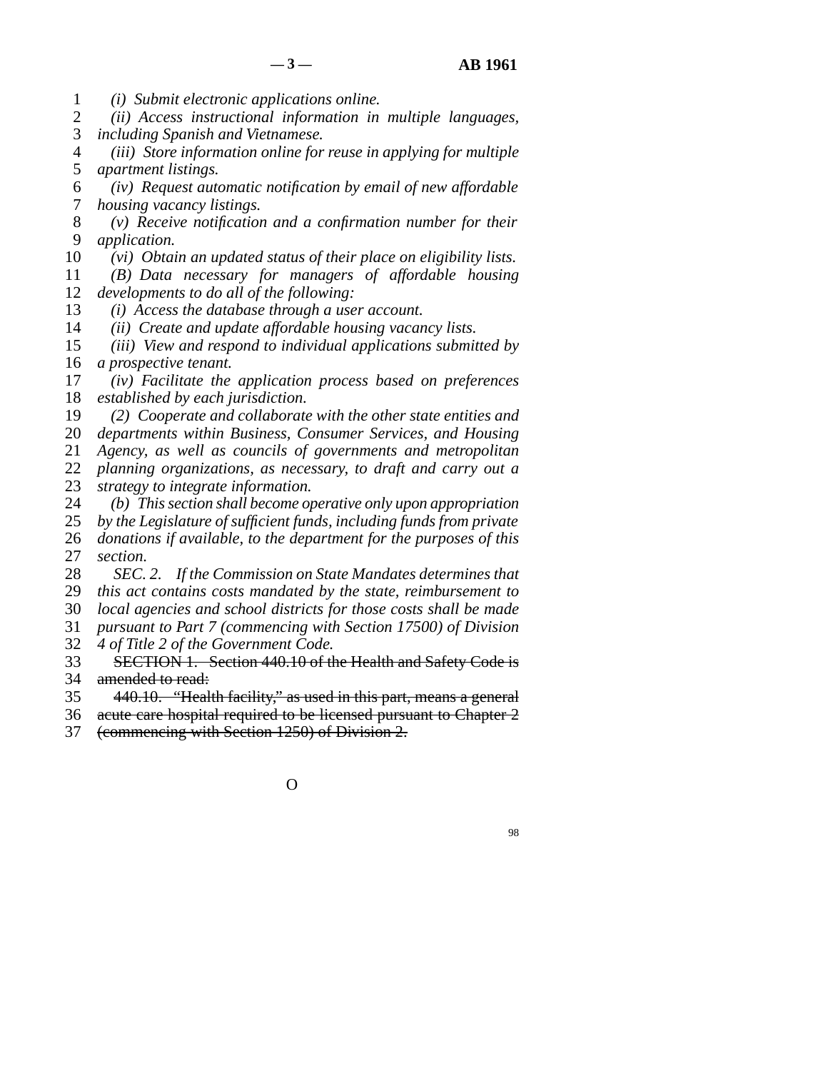*(i) Submit electronic applications online.*

*(ii) Access instructional information in multiple languages, including Spanish and Vietnamese.*

*(iii) Store information online for reuse in applying for multiple apartment listings.*

*(iv) Request automatic notification by email of new affordable housing vacancy listings.*

*(v) Receive notification and a confirmation number for their application.*

*(vi) Obtain an updated status of their place on eligibility lists.*

*(B) Data necessary for managers of affordable housing developments to do all of the following:*

*(i) Access the database through a user account.*

*(ii) Create and update affordable housing vacancy lists.*

*(iii) View and respond to individual applications submitted by a prospective tenant.*

*(iv) Facilitate the application process based on preferences established by each jurisdiction.*

*(2) Cooperate and collaborate with the other state entities and departments within Business, Consumer Services, and Housing Agency, as well as councils of governments and metropolitan planning organizations, as necessary, to draft and carry out a strategy to integrate information.*

*(b) This section shall become operative only upon appropriation by the Legislature of sufficient funds, including funds from private donations if available, to the department for the purposes of this section.*

*SEC. 2. If the Commission on State Mandates determines that this act contains costs mandated by the state, reimbursement to local agencies and school districts for those costs shall be made pursuant to Part 7 (commencing with Section 17500) of Division 4 of Title 2 of the Government Code.*

~~SECTION 1. Section 440.10 of the Health and Safety Code is amended to read:~~

~~440.10. "Health facility," as used in this part, means a general acute care hospital required to be licensed pursuant to Chapter 2 (commencing with Section 1250) of Division 2.~~

O